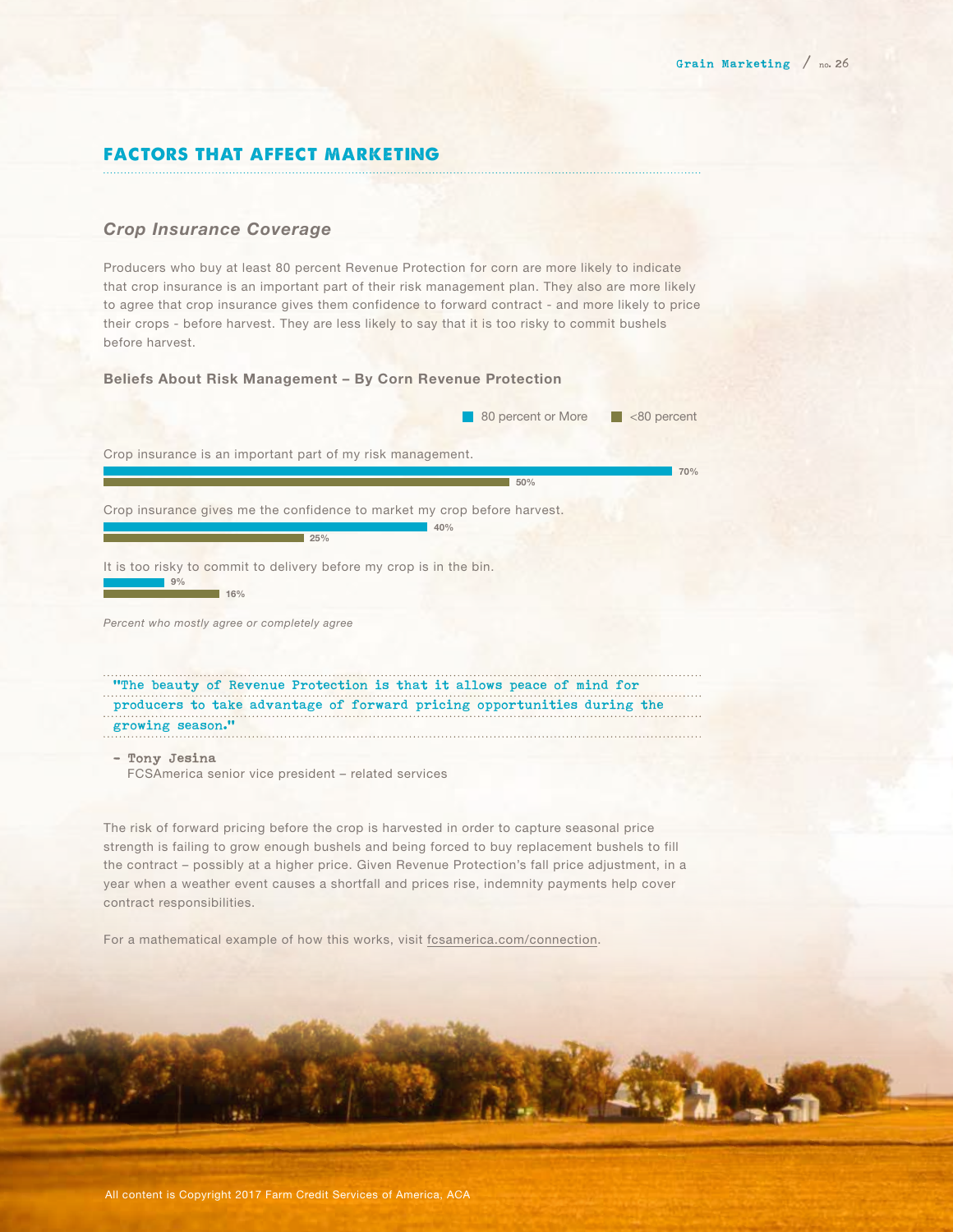## FACTORS THAT AFFECT MARKETING

### *Crop Insurance Coverage*

Producers who buy at least 80 percent Revenue Protection for corn are more likely to indicate that crop insurance is an important part of their risk management plan. They also are more likely to agree that crop insurance gives them confidence to forward contract - and more likely to price their crops - before harvest. They are less likely to say that it is too risky to commit bushels before harvest.

**Beliefs About Risk Management – By Corn Revenue Protection**

| | 80 percent or More | <80 percent |
|---|---|---|
| Crop insurance is an important part of my risk management. | 70% | 50% |
| Crop insurance gives me the confidence to market my crop before harvest. | 40% | 25% |
| It is too risky to commit to delivery before my crop is in the bin. | 9% | 16% |

*Percent who mostly agree or completely agree*

> "The beauty of Revenue Protection is that it allows peace of mind for producers to take advantage of forward pricing opportunities during the growing season."
>
> – **Tony Jesina**
> FCSAmerica senior vice president – related services

The risk of forward pricing before the crop is harvested in order to capture seasonal price strength is failing to grow enough bushels and being forced to buy replacement bushels to fill the contract – possibly at a higher price. Given Revenue Protection's fall price adjustment, in a year when a weather event causes a shortfall and prices rise, indemnity payments help cover contract responsibilities.

For a mathematical example of how this works, visit fcsamerica.com/connection.

All content is Copyright 2017 Farm Credit Services of America, ACA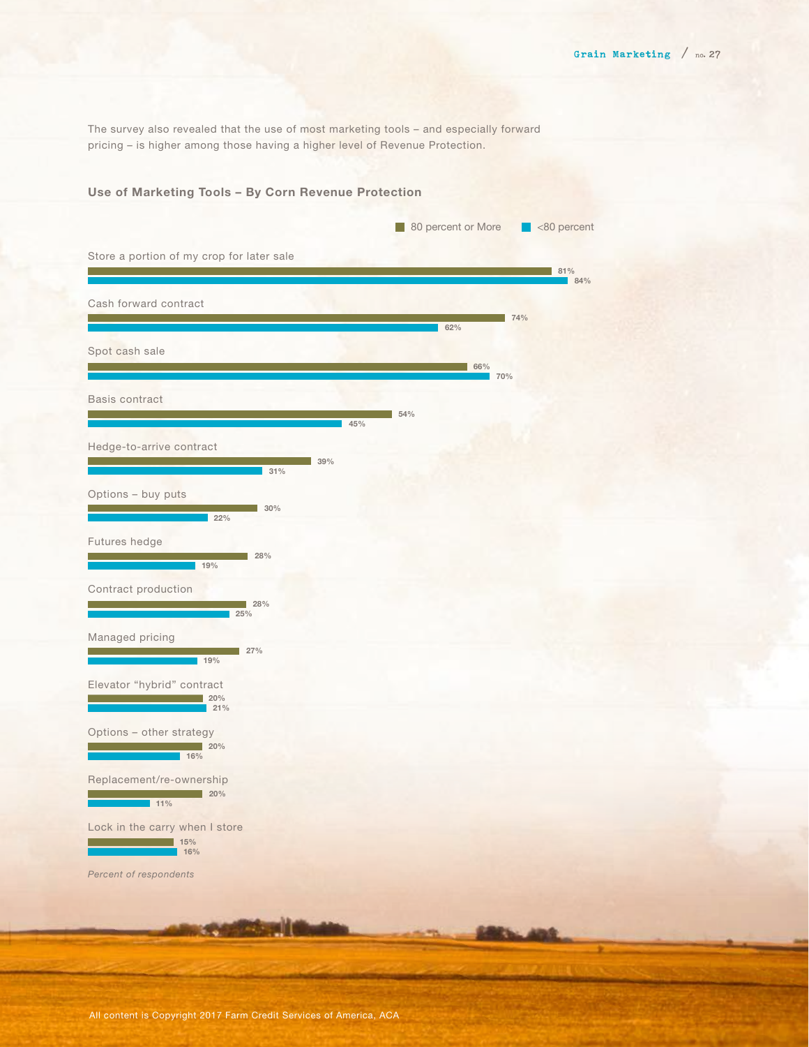The survey also revealed that the use of most marketing tools – and especially forward pricing – is higher among those having a higher level of Revenue Protection.

### Use of Marketing Tools – By Corn Revenue Protection

| Marketing tool | 80 percent or More | <80 percent |
| --- | --- | --- |
| Store a portion of my crop for later sale | 81% | 84% |
| Cash forward contract | 74% | 62% |
| Spot cash sale | 66% | 70% |
| Basis contract | 54% | 45% |
| Hedge-to-arrive contract | 39% | 31% |
| Options – buy puts | 30% | 22% |
| Futures hedge | 28% | 19% |
| Contract production | 28% | 25% |
| Managed pricing | 27% | 19% |
| Elevator "hybrid" contract | 20% | 21% |
| Options – other strategy | 20% | 16% |
| Replacement/re-ownership | 20% | 11% |
| Lock in the carry when I store | 15% | 16% |

*Percent of respondents*

All content is Copyright 2017 Farm Credit Services of America, ACA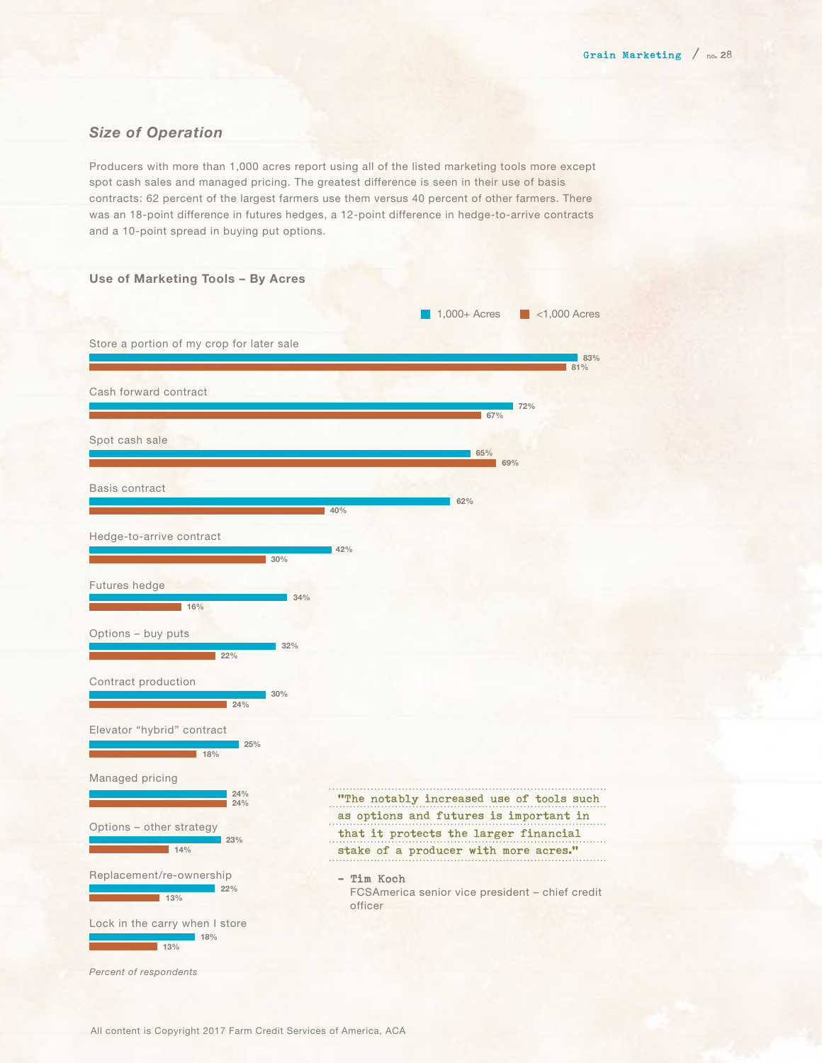## Size of Operation

Producers with more than 1,000 acres report using all of the listed marketing tools more except spot cash sales and managed pricing. The greatest difference is seen in their use of basis contracts: 62 percent of the largest farmers use them versus 40 percent of other farmers. There was an 18-point difference in futures hedges, a 12-point difference in hedge-to-arrive contracts and a 10-point spread in buying put options.

### Use of Marketing Tools – By Acres

| | 1,000+ Acres | <1,000 Acres |
|---|---|---|
| Store a portion of my crop for later sale | 83% | 81% |
| Cash forward contract | 72% | 67% |
| Spot cash sale | 65% | 69% |
| Basis contract | 62% | 40% |
| Hedge-to-arrive contract | 42% | 30% |
| Futures hedge | 34% | 16% |
| Options – buy puts | 32% | 22% |
| Contract production | 30% | 24% |
| Elevator "hybrid" contract | 25% | 18% |
| Managed pricing | 24% | 24% |
| Options – other strategy | 23% | 14% |
| Replacement/re-ownership | 22% | 13% |
| Lock in the carry when I store | 18% | 13% |

*Percent of respondents*

> "The notably increased use of tools such as options and futures is important in that it protects the larger financial stake of a producer with more acres."
>
> – Tim Koch
> FCSAmerica senior vice president – chief credit officer

All content is Copyright 2017 Farm Credit Services of America, ACA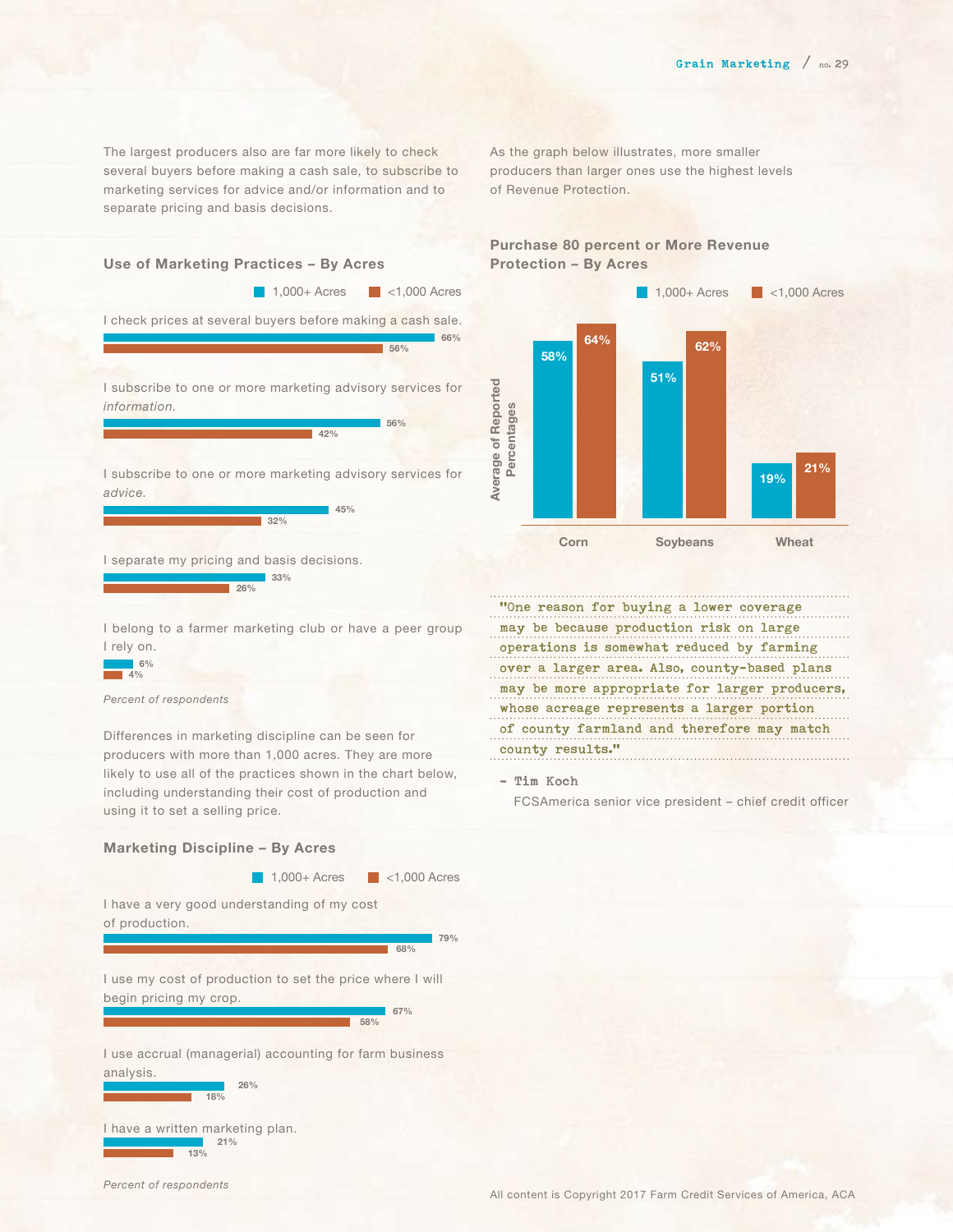The largest producers also are far more likely to check several buyers before making a cash sale, to subscribe to marketing services for advice and/or information and to separate pricing and basis decisions.

### Use of Marketing Practices – By Acres

| Practice | 1,000+ Acres | <1,000 Acres |
| --- | --- | --- |
| I check prices at several buyers before making a cash sale. | 66% | 56% |
| I subscribe to one or more marketing advisory services for *information*. | 56% | 42% |
| I subscribe to one or more marketing advisory services for *advice*. | 45% | 32% |
| I separate my pricing and basis decisions. | 33% | 26% |
| I belong to a farmer marketing club or have a peer group I rely on. | 6% | 4% |

*Percent of respondents*

Differences in marketing discipline can be seen for producers with more than 1,000 acres. They are more likely to use all of the practices shown in the chart below, including understanding their cost of production and using it to set a selling price.

### Marketing Discipline – By Acres

| Practice | 1,000+ Acres | <1,000 Acres |
| --- | --- | --- |
| I have a very good understanding of my cost of production. | 79% | 68% |
| I use my cost of production to set the price where I will begin pricing my crop. | 67% | 58% |
| I use accrual (managerial) accounting for farm business analysis. | 26% | 18% |
| I have a written marketing plan. | 21% | 13% |

*Percent of respondents*

As the graph below illustrates, more smaller producers than larger ones use the highest levels of Revenue Protection.

### Purchase 80 percent or More Revenue Protection – By Acres

Average of Reported Percentages

| Crop | 1,000+ Acres | <1,000 Acres |
| --- | --- | --- |
| Corn | 58% | 64% |
| Soybeans | 51% | 62% |
| Wheat | 19% | 21% |

"One reason for buying a lower coverage may be because production risk on large operations is somewhat reduced by farming over a larger area. Also, county-based plans may be more appropriate for larger producers, whose acreage represents a larger portion of county farmland and therefore may match county results."

– Tim Koch
FCSAmerica senior vice president – chief credit officer

All content is Copyright 2017 Farm Credit Services of America, ACA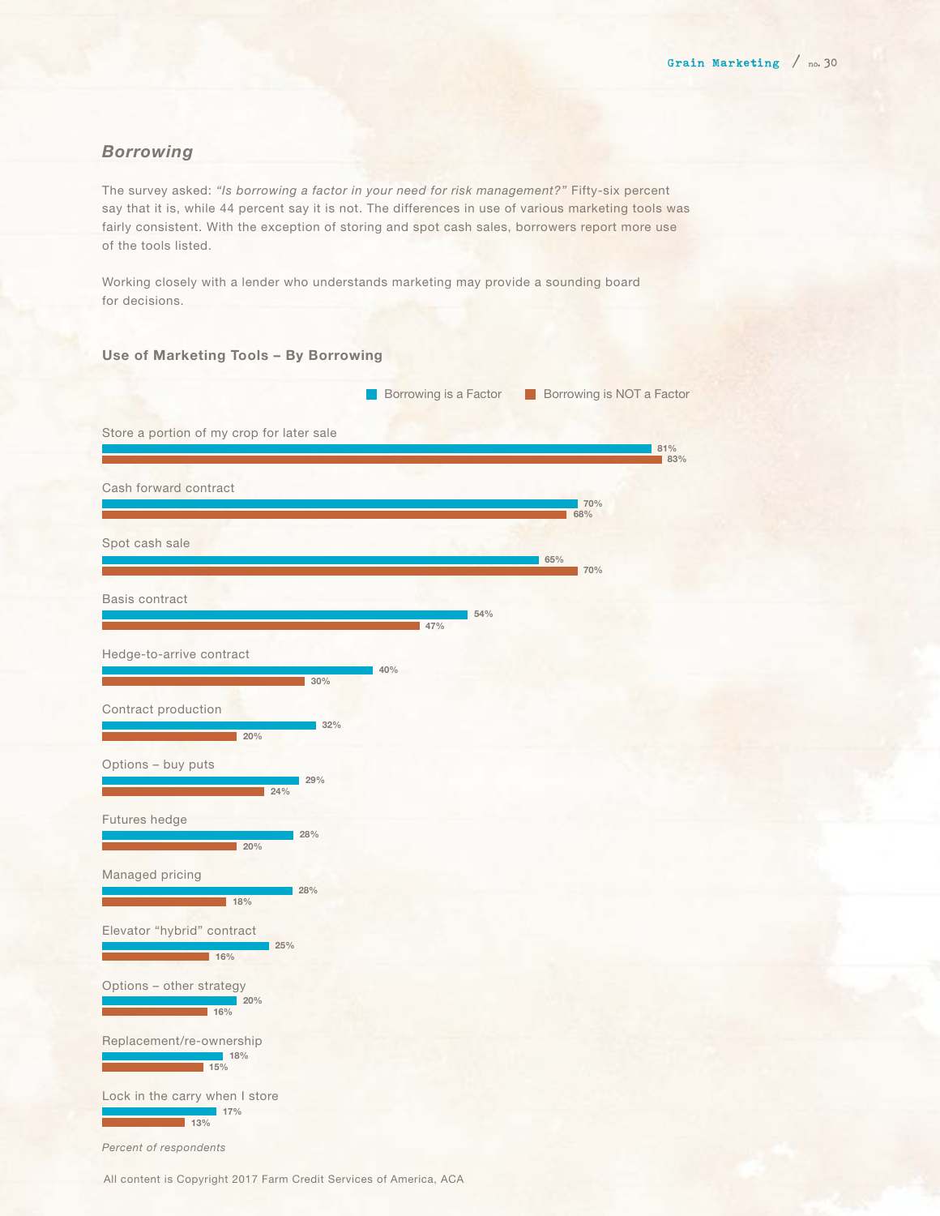## *Borrowing*

The survey asked: *"Is borrowing a factor in your need for risk management?"* Fifty-six percent say that it is, while 44 percent say it is not. The differences in use of various marketing tools was fairly consistent. With the exception of storing and spot cash sales, borrowers report more use of the tools listed.

Working closely with a lender who understands marketing may provide a sounding board for decisions.

### Use of Marketing Tools – By Borrowing

| Marketing Tool | Borrowing is a Factor | Borrowing is NOT a Factor |
|---|---|---|
| Store a portion of my crop for later sale | 81% | 83% |
| Cash forward contract | 70% | 68% |
| Spot cash sale | 65% | 70% |
| Basis contract | 54% | 47% |
| Hedge-to-arrive contract | 40% | 30% |
| Contract production | 32% | 20% |
| Options – buy puts | 29% | 24% |
| Futures hedge | 28% | 20% |
| Managed pricing | 28% | 18% |
| Elevator "hybrid" contract | 25% | 16% |
| Options – other strategy | 20% | 16% |
| Replacement/re-ownership | 18% | 15% |
| Lock in the carry when I store | 17% | 13% |

*Percent of respondents*

All content is Copyright 2017 Farm Credit Services of America, ACA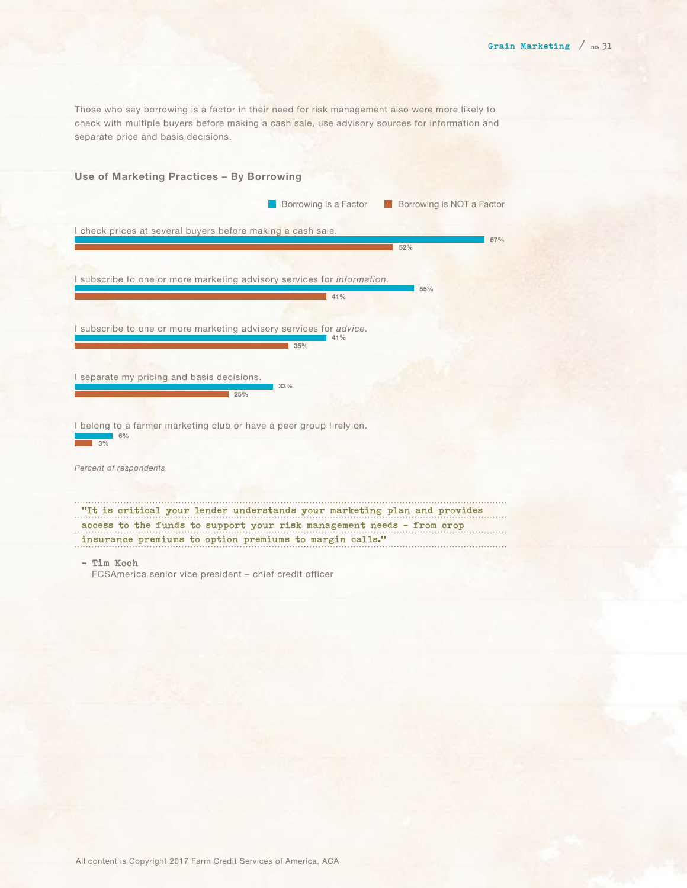Those who say borrowing is a factor in their need for risk management also were more likely to check with multiple buyers before making a cash sale, use advisory sources for information and separate price and basis decisions.

### Use of Marketing Practices – By Borrowing

| | Borrowing is a Factor | Borrowing is NOT a Factor |
|---|---|---|
| I check prices at several buyers before making a cash sale. | 67% | 52% |
| I subscribe to one or more marketing advisory services for *information*. | 55% | 41% |
| I subscribe to one or more marketing advisory services for *advice*. | 41% | 35% |
| I separate my pricing and basis decisions. | 33% | 25% |
| I belong to a farmer marketing club or have a peer group I rely on. | 6% | 3% |

*Percent of respondents*

> "It is critical your lender understands your marketing plan and provides access to the funds to support your risk management needs – from crop insurance premiums to option premiums to margin calls."
>
> – **Tim Koch**
> FCSAmerica senior vice president – chief credit officer

All content is Copyright 2017 Farm Credit Services of America, ACA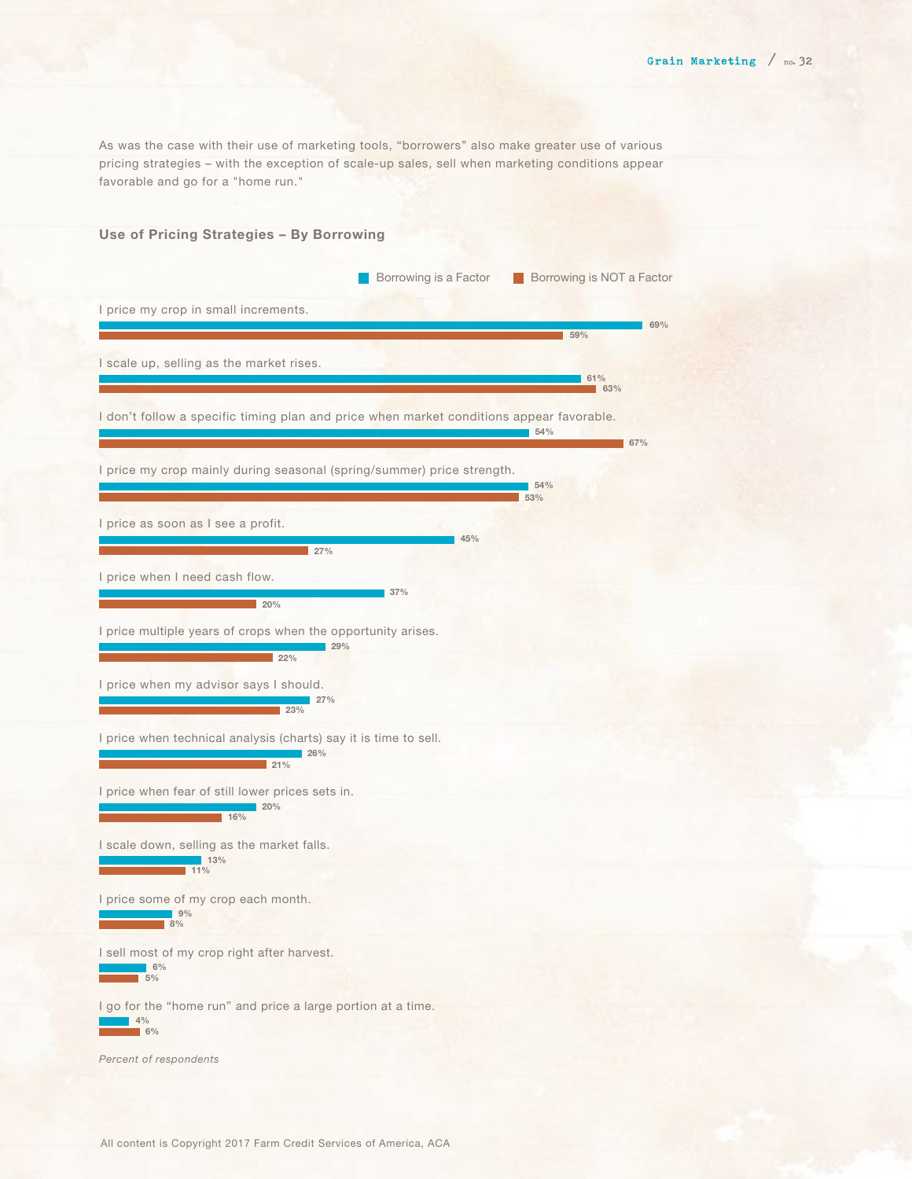As was the case with their use of marketing tools, "borrowers" also make greater use of various pricing strategies – with the exception of scale-up sales, sell when marketing conditions appear favorable and go for a "home run."

### Use of Pricing Strategies – By Borrowing

| Pricing Strategy | Borrowing is a Factor | Borrowing is NOT a Factor |
|---|---|---|
| I price my crop in small increments. | 69% | 59% |
| I scale up, selling as the market rises. | 61% | 63% |
| I don't follow a specific timing plan and price when market conditions appear favorable. | 54% | 67% |
| I price my crop mainly during seasonal (spring/summer) price strength. | 54% | 53% |
| I price as soon as I see a profit. | 45% | 27% |
| I price when I need cash flow. | 37% | 20% |
| I price multiple years of crops when the opportunity arises. | 29% | 22% |
| I price when my advisor says I should. | 27% | 23% |
| I price when technical analysis (charts) say it is time to sell. | 26% | 21% |
| I price when fear of still lower prices sets in. | 20% | 16% |
| I scale down, selling as the market falls. | 13% | 11% |
| I price some of my crop each month. | 9% | 8% |
| I sell most of my crop right after harvest. | 6% | 5% |
| I go for the "home run" and price a large portion at a time. | 4% | 6% |

*Percent of respondents*

All content is Copyright 2017 Farm Credit Services of America, ACA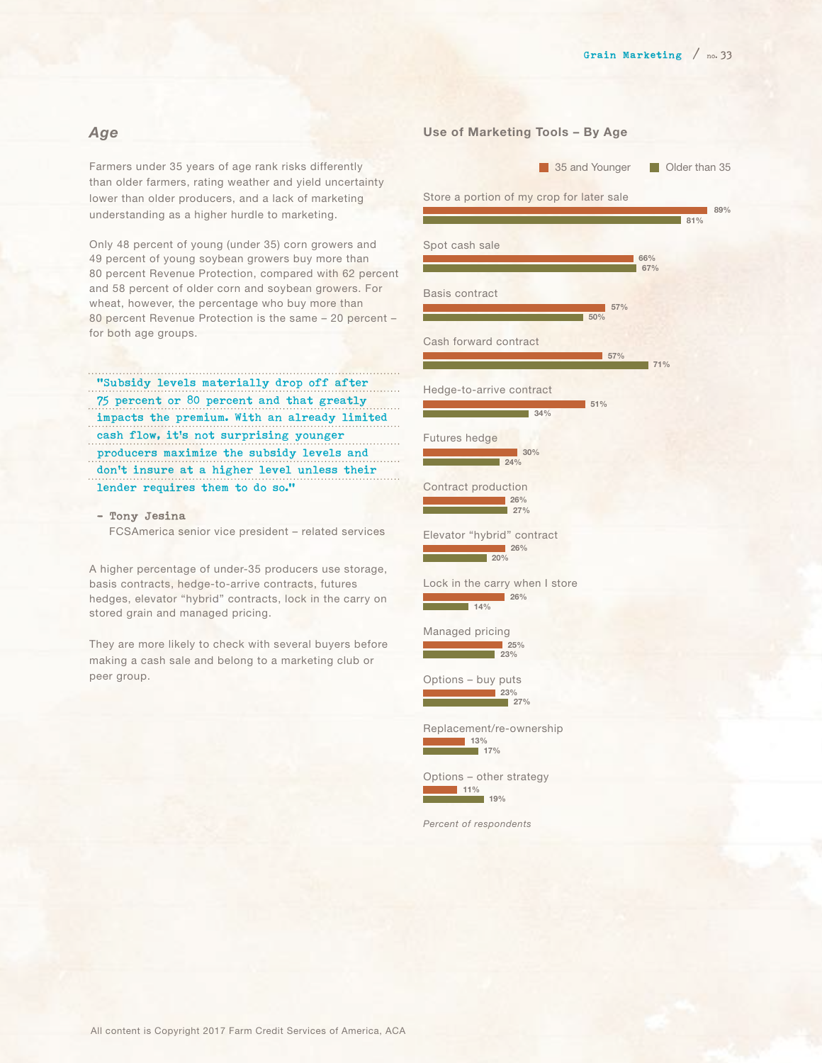## Age

Farmers under 35 years of age rank risks differently than older farmers, rating weather and yield uncertainty lower than older producers, and a lack of marketing understanding as a higher hurdle to marketing.

Only 48 percent of young (under 35) corn growers and 49 percent of young soybean growers buy more than 80 percent Revenue Protection, compared with 62 percent and 58 percent of older corn and soybean growers. For wheat, however, the percentage who buy more than 80 percent Revenue Protection is the same – 20 percent – for both age groups.

> "Subsidy levels materially drop off after 75 percent or 80 percent and that greatly impacts the premium. With an already limited cash flow, it's not surprising younger producers maximize the subsidy levels and don't insure at a higher level unless their lender requires them to do so."
>
> **– Tony Jesina**
> FCSAmerica senior vice president – related services

A higher percentage of under-35 producers use storage, basis contracts, hedge-to-arrive contracts, futures hedges, elevator "hybrid" contracts, lock in the carry on stored grain and managed pricing.

They are more likely to check with several buyers before making a cash sale and belong to a marketing club or peer group.

### Use of Marketing Tools – By Age

| Marketing Tool | 35 and Younger | Older than 35 |
|---|---|---|
| Store a portion of my crop for later sale | 89% | 81% |
| Spot cash sale | 66% | 67% |
| Basis contract | 57% | 50% |
| Cash forward contract | 57% | 71% |
| Hedge-to-arrive contract | 51% | 34% |
| Futures hedge | 30% | 24% |
| Contract production | 26% | 27% |
| Elevator "hybrid" contract | 26% | 20% |
| Lock in the carry when I store | 26% | 14% |
| Managed pricing | 25% | 23% |
| Options – buy puts | 23% | 27% |
| Replacement/re-ownership | 13% | 17% |
| Options – other strategy | 11% | 19% |

*Percent of respondents*

All content is Copyright 2017 Farm Credit Services of America, ACA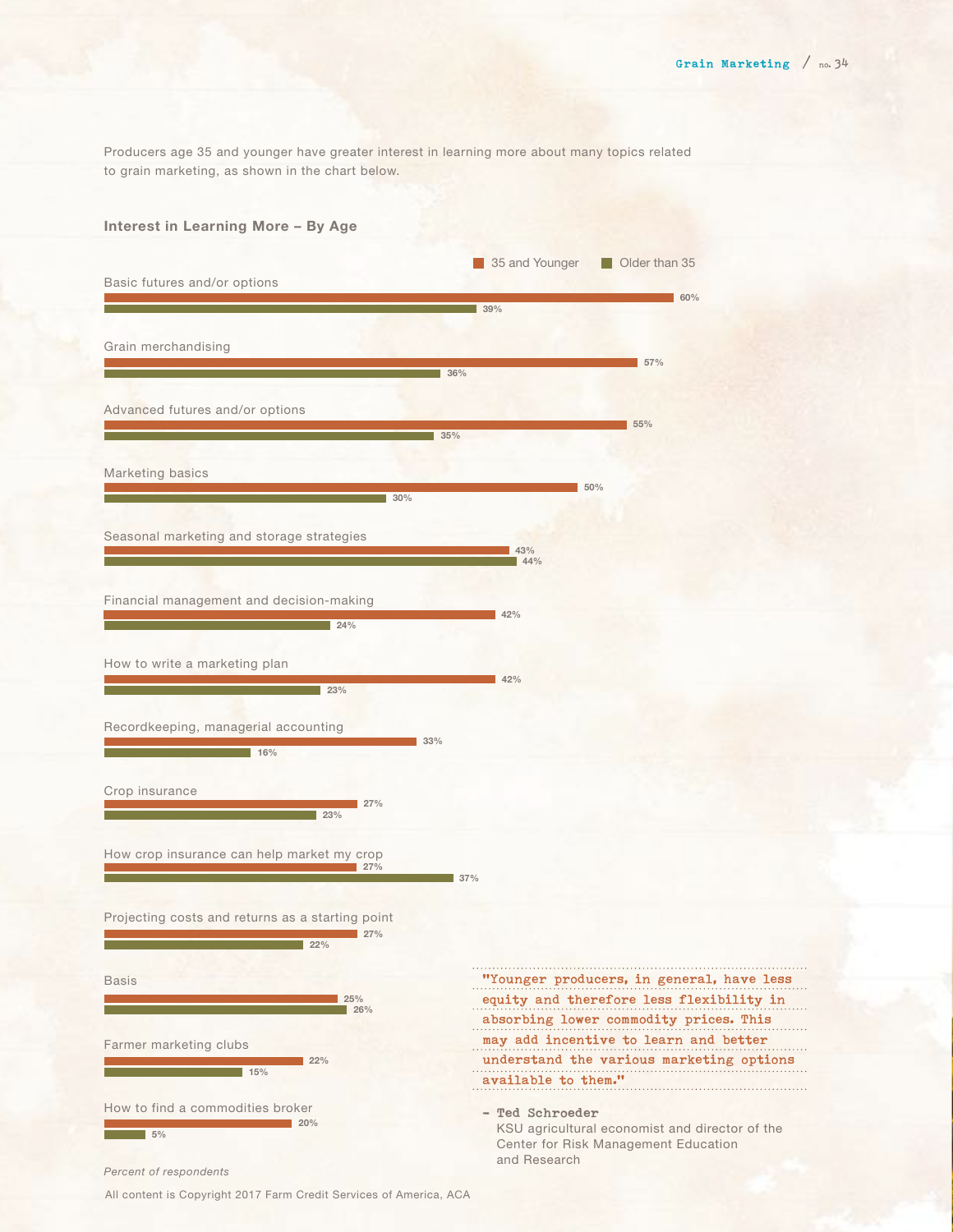Producers age 35 and younger have greater interest in learning more about many topics related to grain marketing, as shown in the chart below.

### Interest in Learning More – By Age

| Topic | 35 and Younger | Older than 35 |
|---|---|---|
| Basic futures and/or options | 60% | 39% |
| Grain merchandising | 57% | 36% |
| Advanced futures and/or options | 55% | 35% |
| Marketing basics | 50% | 30% |
| Seasonal marketing and storage strategies | 43% | 44% |
| Financial management and decision-making | 42% | 24% |
| How to write a marketing plan | 42% | 23% |
| Recordkeeping, managerial accounting | 33% | 16% |
| Crop insurance | 27% | 23% |
| How crop insurance can help market my crop | 27% | 37% |
| Projecting costs and returns as a starting point | 27% | 22% |
| Basis | 25% | 26% |
| Farmer marketing clubs | 22% | 15% |
| How to find a commodities broker | 20% | 5% |

*Percent of respondents*

> "Younger producers, in general, have less equity and therefore less flexibility in absorbing lower commodity prices. This may add incentive to learn and better understand the various marketing options available to them."
>
> **– Ted Schroeder**
> KSU agricultural economist and director of the Center for Risk Management Education and Research

All content is Copyright 2017 Farm Credit Services of America, ACA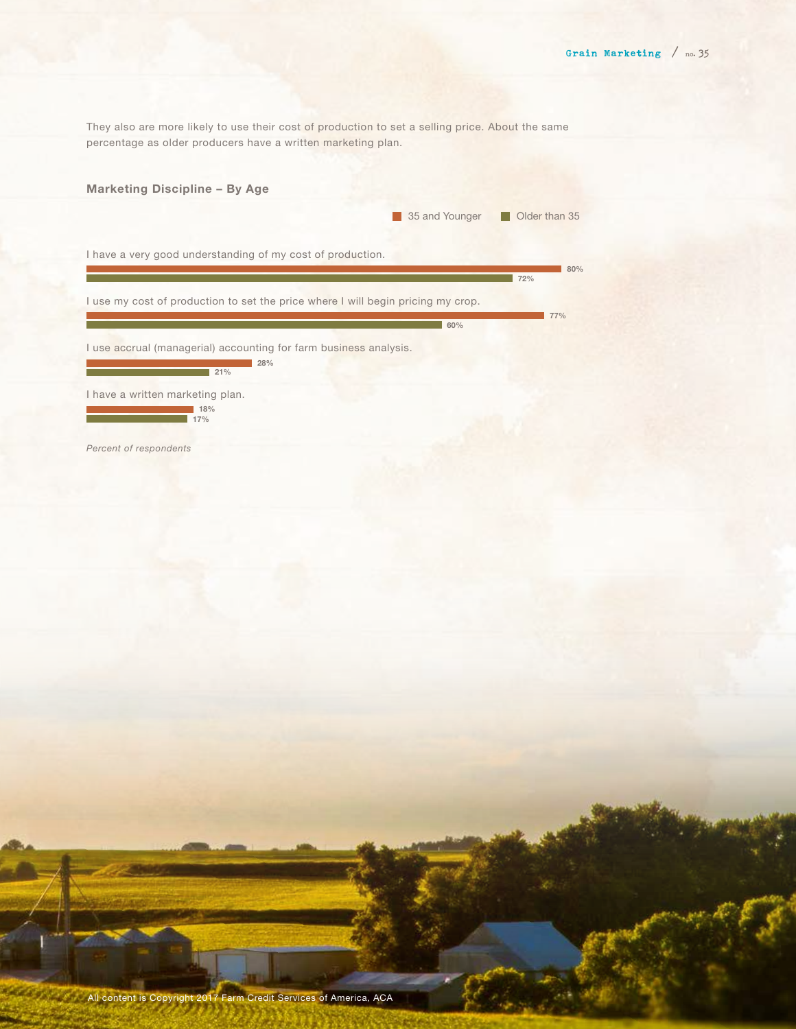They also are more likely to use their cost of production to set a selling price. About the same percentage as older producers have a written marketing plan.

### Marketing Discipline – By Age

| | 35 and Younger | Older than 35 |
|---|---|---|
| I have a very good understanding of my cost of production. | 80% | 72% |
| I use my cost of production to set the price where I will begin pricing my crop. | 77% | 60% |
| I use accrual (managerial) accounting for farm business analysis. | 28% | 21% |
| I have a written marketing plan. | 18% | 17% |

*Percent of respondents*

All content is Copyright 2017 Farm Credit Services of America, ACA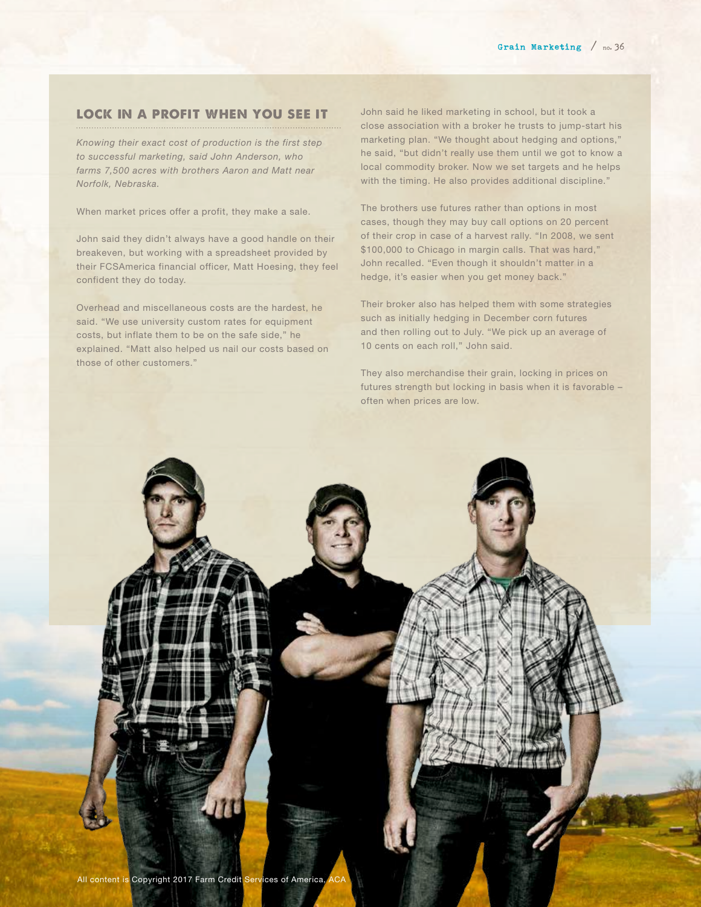## LOCK IN A PROFIT WHEN YOU SEE IT

*Knowing their exact cost of production is the first step to successful marketing, said John Anderson, who farms 7,500 acres with brothers Aaron and Matt near Norfolk, Nebraska.*

When market prices offer a profit, they make a sale.

John said they didn't always have a good handle on their breakeven, but working with a spreadsheet provided by their FCSAmerica financial officer, Matt Hoesing, they feel confident they do today.

Overhead and miscellaneous costs are the hardest, he said. "We use university custom rates for equipment costs, but inflate them to be on the safe side," he explained. "Matt also helped us nail our costs based on those of other customers."

John said he liked marketing in school, but it took a close association with a broker he trusts to jump-start his marketing plan. "We thought about hedging and options," he said, "but didn't really use them until we got to know a local commodity broker. Now we set targets and he helps with the timing. He also provides additional discipline."

The brothers use futures rather than options in most cases, though they may buy call options on 20 percent of their crop in case of a harvest rally. "In 2008, we sent $100,000 to Chicago in margin calls. That was hard," John recalled. "Even though it shouldn't matter in a hedge, it's easier when you get money back."

Their broker also has helped them with some strategies such as initially hedging in December corn futures and then rolling out to July. "We pick up an average of 10 cents on each roll," John said.

They also merchandise their grain, locking in prices on futures strength but locking in basis when it is favorable – often when prices are low.

All content is Copyright 2017 Farm Credit Services of America, ACA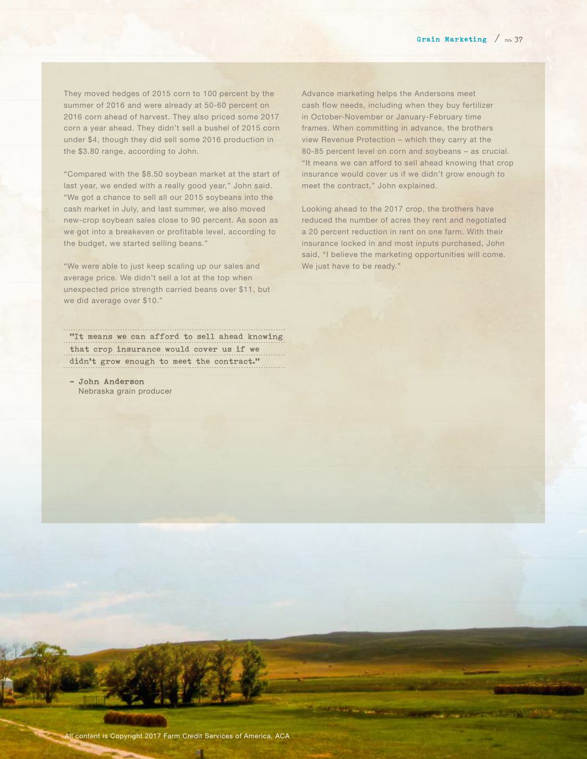They moved hedges of 2015 corn to 100 percent by the summer of 2016 and were already at 50-60 percent on 2016 corn ahead of harvest. They also priced some 2017 corn a year ahead. They didn't sell a bushel of 2015 corn under $4, though they did sell some 2016 production in the $3.80 range, according to John.

"Compared with the $8.50 soybean market at the start of last year, we ended with a really good year," John said. "We got a chance to sell all our 2015 soybeans into the cash market in July, and last summer, we also moved new-crop soybean sales close to 90 percent. As soon as we got into a breakeven or profitable level, according to the budget, we started selling beans."

"We were able to just keep scaling up our sales and average price. We didn't sell a lot at the top when unexpected price strength carried beans over $11, but we did average over $10."

> "It means we can afford to sell ahead knowing that crop insurance would cover us if we didn't grow enough to meet the contract."
>
> **- John Anderson**
> Nebraska grain producer

Advance marketing helps the Andersons meet cash flow needs, including when they buy fertilizer in October-November or January-February time frames. When committing in advance, the brothers view Revenue Protection – which they carry at the 80-85 percent level on corn and soybeans – as crucial. "It means we can afford to sell ahead knowing that crop insurance would cover us if we didn't grow enough to meet the contract," John explained.

Looking ahead to the 2017 crop, the brothers have reduced the number of acres they rent and negotiated a 20 percent reduction in rent on one farm. With their insurance locked in and most inputs purchased, John said, "I believe the marketing opportunities will come. We just have to be ready."

All content is Copyright 2017 Farm Credit Services of America, ACA